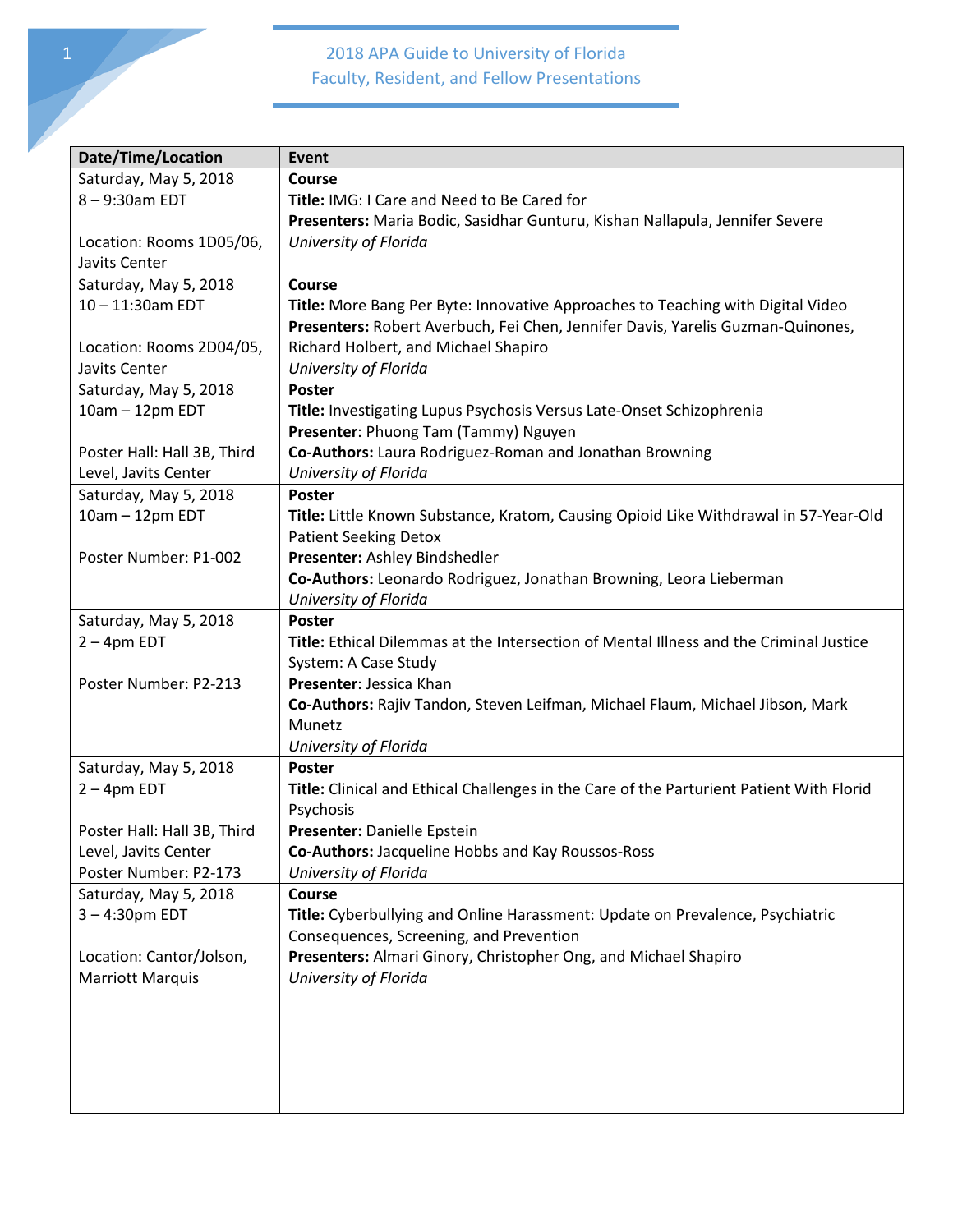# 2018 APA Guide to University of Florida Faculty, Resident, and Fellow Presentations

| Date/Time/Location | Event |
|---|---|
| Saturday, May 5, 2018<br>8 – 9:30am EDT<br><br>Location: Rooms 1D05/06, Javits Center | **Course**<br>**Title:** IMG: I Care and Need to Be Cared for<br>**Presenters:** Maria Bodic, Sasidhar Gunturu, Kishan Nallapula, Jennifer Severe<br>*University of Florida* |
| Saturday, May 5, 2018<br>10 – 11:30am EDT<br><br>Location: Rooms 2D04/05, Javits Center | **Course**<br>**Title:** More Bang Per Byte: Innovative Approaches to Teaching with Digital Video<br>**Presenters:** Robert Averbuch, Fei Chen, Jennifer Davis, Yarelis Guzman-Quinones, Richard Holbert, and Michael Shapiro<br>*University of Florida* |
| Saturday, May 5, 2018<br>10am – 12pm EDT<br><br>Poster Hall: Hall 3B, Third Level, Javits Center | **Poster**<br>**Title:** Investigating Lupus Psychosis Versus Late-Onset Schizophrenia<br>**Presenter**: Phuong Tam (Tammy) Nguyen<br>**Co-Authors:** Laura Rodriguez-Roman and Jonathan Browning<br>*University of Florida* |
| Saturday, May 5, 2018<br>10am – 12pm EDT<br><br>Poster Number: P1-002 | **Poster**<br>**Title:** Little Known Substance, Kratom, Causing Opioid Like Withdrawal in 57-Year-Old Patient Seeking Detox<br>**Presenter:** Ashley Bindshedler<br>**Co-Authors:** Leonardo Rodriguez, Jonathan Browning, Leora Lieberman<br>*University of Florida* |
| Saturday, May 5, 2018<br>2 – 4pm EDT<br><br>Poster Number: P2-213 | **Poster**<br>**Title:** Ethical Dilemmas at the Intersection of Mental Illness and the Criminal Justice System: A Case Study<br>**Presenter**: Jessica Khan<br>**Co-Authors:** Rajiv Tandon, Steven Leifman, Michael Flaum, Michael Jibson, Mark Munetz<br>*University of Florida* |
| Saturday, May 5, 2018<br>2 – 4pm EDT<br><br>Poster Hall: Hall 3B, Third Level, Javits Center<br>Poster Number: P2-173 | **Poster**<br>**Title:** Clinical and Ethical Challenges in the Care of the Parturient Patient With Florid Psychosis<br>**Presenter:** Danielle Epstein<br>**Co-Authors:** Jacqueline Hobbs and Kay Roussos-Ross<br>*University of Florida* |
| Saturday, May 5, 2018<br>3 – 4:30pm EDT<br><br>Location: Cantor/Jolson, Marriott Marquis | **Course**<br>**Title:** Cyberbullying and Online Harassment: Update on Prevalence, Psychiatric Consequences, Screening, and Prevention<br>**Presenters:** Almari Ginory, Christopher Ong, and Michael Shapiro<br>*University of Florida* |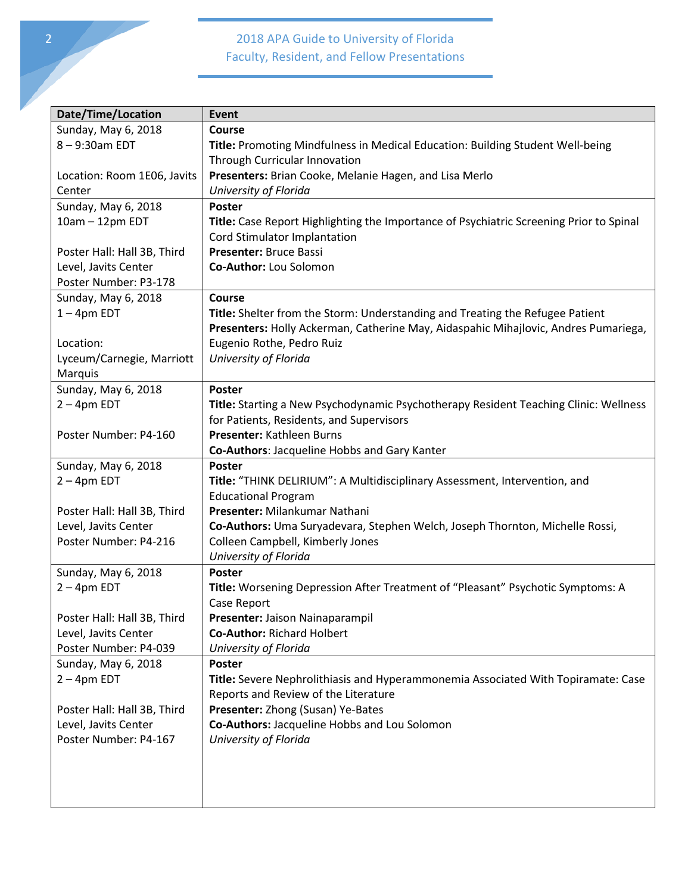| Date/Time/Location | Event |
| --- | --- |
| Sunday, May 6, 2018<br>8 – 9:30am EDT<br><br>Location: Room 1E06, Javits Center | **Course**<br>**Title:** Promoting Mindfulness in Medical Education: Building Student Well-being Through Curricular Innovation<br>**Presenters:** Brian Cooke, Melanie Hagen, and Lisa Merlo<br>*University of Florida* |
| Sunday, May 6, 2018<br>10am – 12pm EDT<br><br>Poster Hall: Hall 3B, Third Level, Javits Center<br>Poster Number: P3-178 | **Poster**<br>**Title:** Case Report Highlighting the Importance of Psychiatric Screening Prior to Spinal Cord Stimulator Implantation<br>**Presenter:** Bruce Bassi<br>**Co-Author:** Lou Solomon |
| Sunday, May 6, 2018<br>1 – 4pm EDT<br><br>Location: Lyceum/Carnegie, Marriott Marquis | **Course**<br>**Title:** Shelter from the Storm: Understanding and Treating the Refugee Patient<br>**Presenters:** Holly Ackerman, Catherine May, Aidaspahic Mihajlovic, Andres Pumariega, Eugenio Rothe, Pedro Ruiz<br>*University of Florida* |
| Sunday, May 6, 2018<br>2 – 4pm EDT<br><br>Poster Number: P4-160 | **Poster**<br>**Title:** Starting a New Psychodynamic Psychotherapy Resident Teaching Clinic: Wellness for Patients, Residents, and Supervisors<br>**Presenter:** Kathleen Burns<br>**Co-Authors**: Jacqueline Hobbs and Gary Kanter |
| Sunday, May 6, 2018<br>2 – 4pm EDT<br><br>Poster Hall: Hall 3B, Third Level, Javits Center<br>Poster Number: P4-216 | **Poster**<br>**Title:** "THINK DELIRIUM": A Multidisciplinary Assessment, Intervention, and Educational Program<br>**Presenter:** Milankumar Nathani<br>**Co-Authors:** Uma Suryadevara, Stephen Welch, Joseph Thornton, Michelle Rossi, Colleen Campbell, Kimberly Jones<br>*University of Florida* |
| Sunday, May 6, 2018<br>2 – 4pm EDT<br><br>Poster Hall: Hall 3B, Third Level, Javits Center<br>Poster Number: P4-039 | **Poster**<br>**Title:** Worsening Depression After Treatment of "Pleasant" Psychotic Symptoms: A Case Report<br>**Presenter:** Jaison Nainaparampil<br>**Co-Author:** Richard Holbert<br>*University of Florida* |
| Sunday, May 6, 2018<br>2 – 4pm EDT<br><br>Poster Hall: Hall 3B, Third Level, Javits Center<br>Poster Number: P4-167 | **Poster**<br>**Title:** Severe Nephrolithiasis and Hyperammonemia Associated With Topiramate: Case Reports and Review of the Literature<br>**Presenter:** Zhong (Susan) Ye-Bates<br>**Co-Authors:** Jacqueline Hobbs and Lou Solomon<br>*University of Florida* |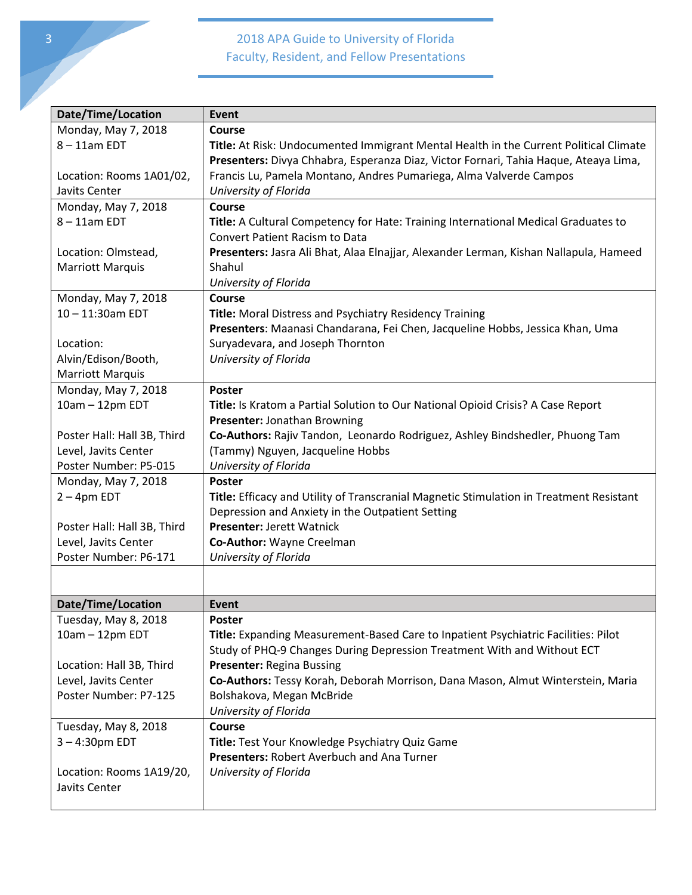| Date/Time/Location | Event |
|---|---|
| Monday, May 7, 2018<br>8 – 11am EDT<br><br>Location: Rooms 1A01/02, Javits Center | **Course**<br>**Title:** At Risk: Undocumented Immigrant Mental Health in the Current Political Climate<br>**Presenters:** Divya Chhabra, Esperanza Diaz, Victor Fornari, Tahia Haque, Ateaya Lima, Francis Lu, Pamela Montano, Andres Pumariega, Alma Valverde Campos<br>*University of Florida* |
| Monday, May 7, 2018<br>8 – 11am EDT<br><br>Location: Olmstead, Marriott Marquis | **Course**<br>**Title:** A Cultural Competency for Hate: Training International Medical Graduates to Convert Patient Racism to Data<br>**Presenters:** Jasra Ali Bhat, Alaa Elnajjar, Alexander Lerman, Kishan Nallapula, Hameed Shahul<br>*University of Florida* |
| Monday, May 7, 2018<br>10 – 11:30am EDT<br><br>Location: Alvin/Edison/Booth, Marriott Marquis | **Course**<br>**Title:** Moral Distress and Psychiatry Residency Training<br>**Presenters**: Maanasi Chandarana, Fei Chen, Jacqueline Hobbs, Jessica Khan, Uma Suryadevara, and Joseph Thornton<br>*University of Florida* |
| Monday, May 7, 2018<br>10am – 12pm EDT<br><br>Poster Hall: Hall 3B, Third Level, Javits Center<br>Poster Number: P5-015 | **Poster**<br>**Title:** Is Kratom a Partial Solution to Our National Opioid Crisis? A Case Report<br>**Presenter:** Jonathan Browning<br>**Co-Authors:** Rajiv Tandon, Leonardo Rodriguez, Ashley Bindshedler, Phuong Tam (Tammy) Nguyen, Jacqueline Hobbs<br>*University of Florida* |
| Monday, May 7, 2018<br>2 – 4pm EDT<br><br>Poster Hall: Hall 3B, Third Level, Javits Center<br>Poster Number: P6-171 | **Poster**<br>**Title:** Efficacy and Utility of Transcranial Magnetic Stimulation in Treatment Resistant Depression and Anxiety in the Outpatient Setting<br>**Presenter:** Jerett Watnick<br>**Co-Author:** Wayne Creelman<br>*University of Florida* |
| | |

| Date/Time/Location | Event |
|---|---|
| Tuesday, May 8, 2018<br>10am – 12pm EDT<br><br>Location: Hall 3B, Third Level, Javits Center<br>Poster Number: P7-125 | **Poster**<br>**Title:** Expanding Measurement-Based Care to Inpatient Psychiatric Facilities: Pilot Study of PHQ-9 Changes During Depression Treatment With and Without ECT<br>**Presenter:** Regina Bussing<br>**Co-Authors:** Tessy Korah, Deborah Morrison, Dana Mason, Almut Winterstein, Maria Bolshakova, Megan McBride<br>*University of Florida* |
| Tuesday, May 8, 2018<br>3 – 4:30pm EDT<br><br>Location: Rooms 1A19/20, Javits Center | **Course**<br>**Title:** Test Your Knowledge Psychiatry Quiz Game<br>**Presenters:** Robert Averbuch and Ana Turner<br>*University of Florida* |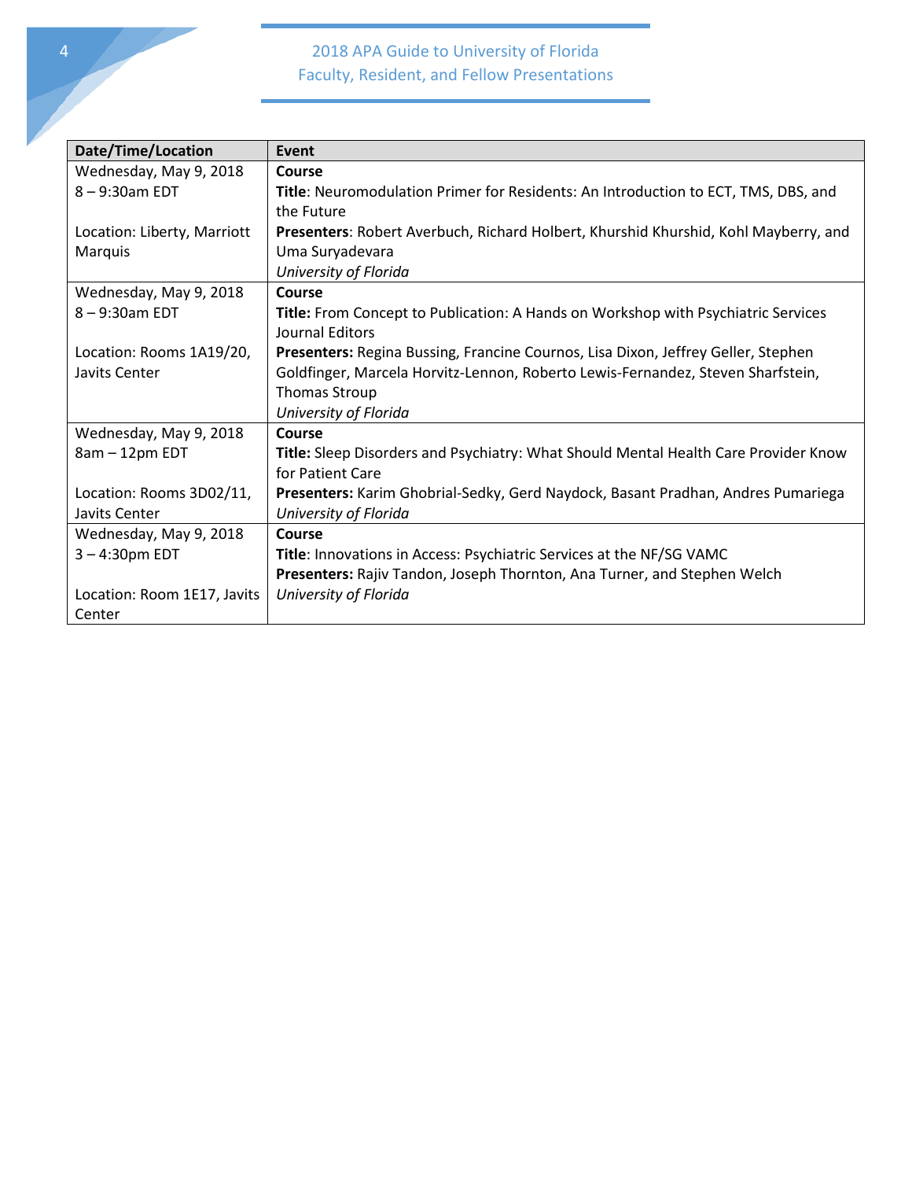| Date/Time/Location | Event |
|---|---|
| Wednesday, May 9, 2018<br>8 – 9:30am EDT<br><br>Location: Liberty, Marriott Marquis | **Course**<br>**Title**: Neuromodulation Primer for Residents: An Introduction to ECT, TMS, DBS, and the Future<br>**Presenters**: Robert Averbuch, Richard Holbert, Khurshid Khurshid, Kohl Mayberry, and Uma Suryadevara<br>*University of Florida* |
| Wednesday, May 9, 2018<br>8 – 9:30am EDT<br><br>Location: Rooms 1A19/20, Javits Center | **Course**<br>**Title:** From Concept to Publication: A Hands on Workshop with Psychiatric Services Journal Editors<br>**Presenters:** Regina Bussing, Francine Cournos, Lisa Dixon, Jeffrey Geller, Stephen Goldfinger, Marcela Horvitz-Lennon, Roberto Lewis-Fernandez, Steven Sharfstein, Thomas Stroup<br>*University of Florida* |
| Wednesday, May 9, 2018<br>8am – 12pm EDT<br><br>Location: Rooms 3D02/11, Javits Center | **Course**<br>**Title:** Sleep Disorders and Psychiatry: What Should Mental Health Care Provider Know for Patient Care<br>**Presenters:** Karim Ghobrial-Sedky, Gerd Naydock, Basant Pradhan, Andres Pumariega<br>*University of Florida* |
| Wednesday, May 9, 2018<br>3 – 4:30pm EDT<br><br>Location: Room 1E17, Javits Center | **Course**<br>**Title**: Innovations in Access: Psychiatric Services at the NF/SG VAMC<br>**Presenters:** Rajiv Tandon, Joseph Thornton, Ana Turner, and Stephen Welch<br>*University of Florida* |